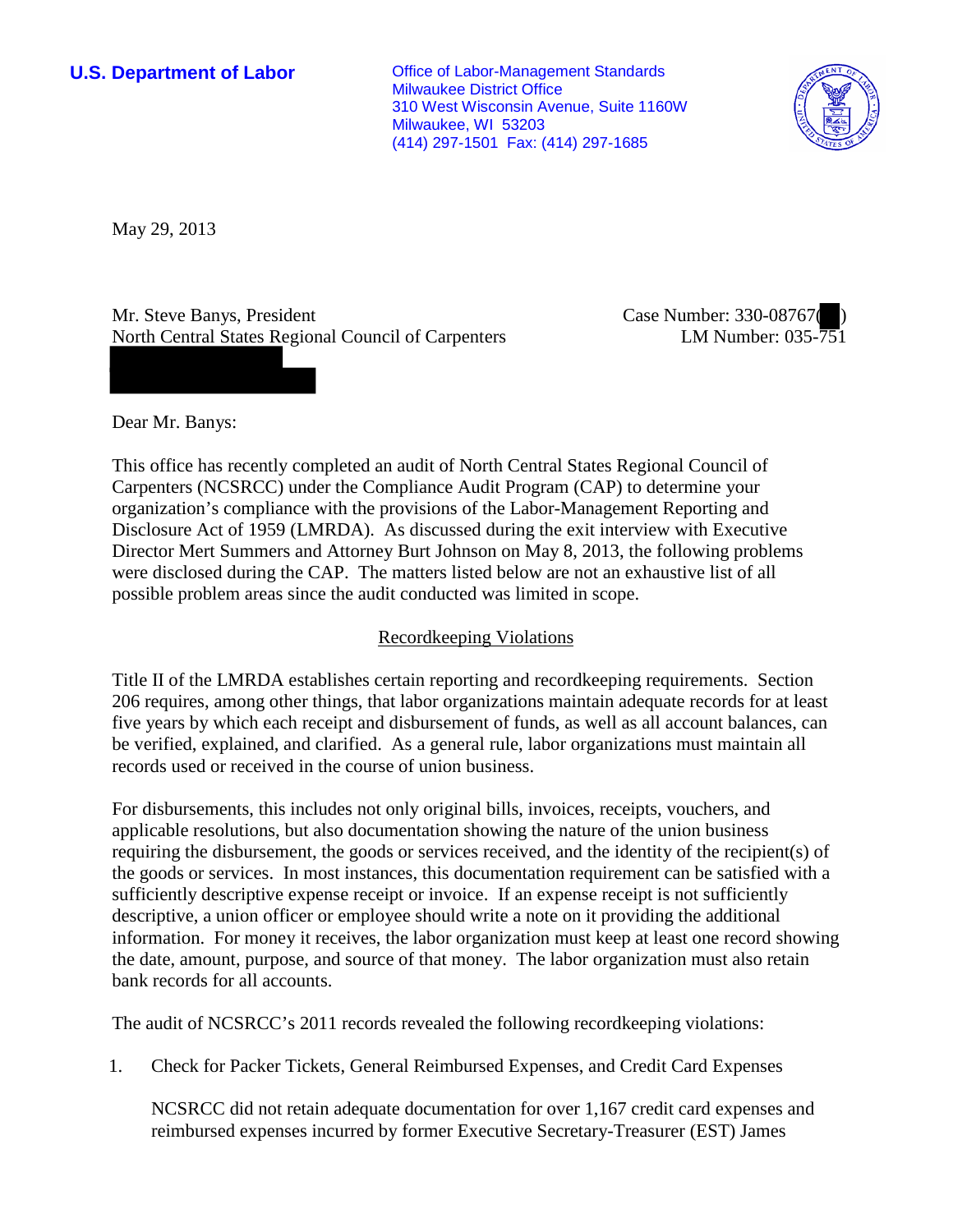**U.S. Department of Labor**

Office of Labor-Management Standards
Milwaukee District Office
310 West Wisconsin Avenue, Suite 1160W
Milwaukee, WI 53203
(414) 297-1501 Fax: (414) 297-1685

May 29, 2013

Mr. Steve Banys, President
North Central States Regional Council of Carpenters

Case Number: 330-08767( )
LM Number: 035-751

Dear Mr. Banys:

This office has recently completed an audit of North Central States Regional Council of Carpenters (NCSRCC) under the Compliance Audit Program (CAP) to determine your organization's compliance with the provisions of the Labor-Management Reporting and Disclosure Act of 1959 (LMRDA). As discussed during the exit interview with Executive Director Mert Summers and Attorney Burt Johnson on May 8, 2013, the following problems were disclosed during the CAP. The matters listed below are not an exhaustive list of all possible problem areas since the audit conducted was limited in scope.

## Recordkeeping Violations

Title II of the LMRDA establishes certain reporting and recordkeeping requirements. Section 206 requires, among other things, that labor organizations maintain adequate records for at least five years by which each receipt and disbursement of funds, as well as all account balances, can be verified, explained, and clarified. As a general rule, labor organizations must maintain all records used or received in the course of union business.

For disbursements, this includes not only original bills, invoices, receipts, vouchers, and applicable resolutions, but also documentation showing the nature of the union business requiring the disbursement, the goods or services received, and the identity of the recipient(s) of the goods or services. In most instances, this documentation requirement can be satisfied with a sufficiently descriptive expense receipt or invoice. If an expense receipt is not sufficiently descriptive, a union officer or employee should write a note on it providing the additional information. For money it receives, the labor organization must keep at least one record showing the date, amount, purpose, and source of that money. The labor organization must also retain bank records for all accounts.

The audit of NCSRCC's 2011 records revealed the following recordkeeping violations:

1. Check for Packer Tickets, General Reimbursed Expenses, and Credit Card Expenses

   NCSRCC did not retain adequate documentation for over 1,167 credit card expenses and reimbursed expenses incurred by former Executive Secretary-Treasurer (EST) James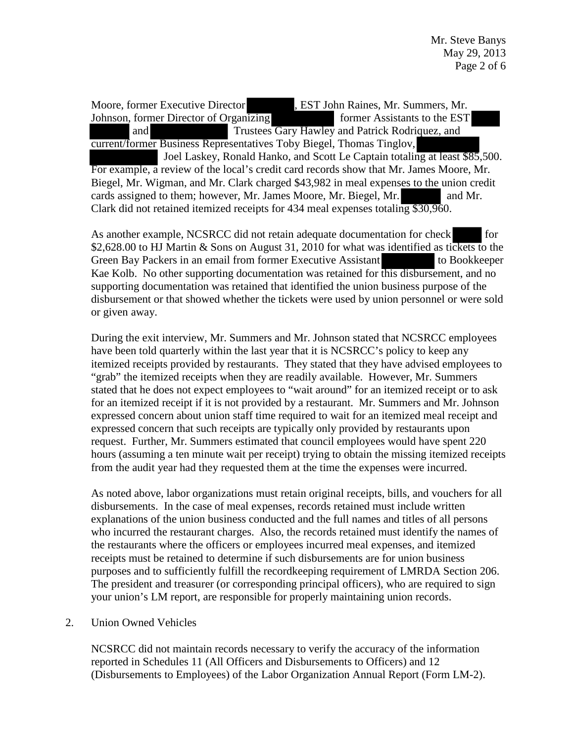Moore, former Executive Director , EST John Raines, Mr. Summers, Mr. Johnson, former Director of Organizing former Assistants to the EST and Trustees Gary Hawley and Patrick Rodriquez, and current/former Business Representatives Toby Biegel, Thomas Tinglov, Joel Laskey, Ronald Hanko, and Scott Le Captain totaling at least $85,500. For example, a review of the local's credit card records show that Mr. James Moore, Mr. Biegel, Mr. Wigman, and Mr. Clark charged $43,982 in meal expenses to the union credit cards assigned to them; however, Mr. James Moore, Mr. Biegel, Mr. and Mr. Clark did not retained itemized receipts for 434 meal expenses totaling $30,960.

As another example, NCSRCC did not retain adequate documentation for check for $2,628.00 to HJ Martin & Sons on August 31, 2010 for what was identified as tickets to the Green Bay Packers in an email from former Executive Assistant to Bookkeeper Kae Kolb. No other supporting documentation was retained for this disbursement, and no supporting documentation was retained that identified the union business purpose of the disbursement or that showed whether the tickets were used by union personnel or were sold or given away.

During the exit interview, Mr. Summers and Mr. Johnson stated that NCSRCC employees have been told quarterly within the last year that it is NCSRCC's policy to keep any itemized receipts provided by restaurants. They stated that they have advised employees to "grab" the itemized receipts when they are readily available. However, Mr. Summers stated that he does not expect employees to "wait around" for an itemized receipt or to ask for an itemized receipt if it is not provided by a restaurant. Mr. Summers and Mr. Johnson expressed concern about union staff time required to wait for an itemized meal receipt and expressed concern that such receipts are typically only provided by restaurants upon request. Further, Mr. Summers estimated that council employees would have spent 220 hours (assuming a ten minute wait per receipt) trying to obtain the missing itemized receipts from the audit year had they requested them at the time the expenses were incurred.

As noted above, labor organizations must retain original receipts, bills, and vouchers for all disbursements. In the case of meal expenses, records retained must include written explanations of the union business conducted and the full names and titles of all persons who incurred the restaurant charges. Also, the records retained must identify the names of the restaurants where the officers or employees incurred meal expenses, and itemized receipts must be retained to determine if such disbursements are for union business purposes and to sufficiently fulfill the recordkeeping requirement of LMRDA Section 206. The president and treasurer (or corresponding principal officers), who are required to sign your union's LM report, are responsible for properly maintaining union records.

2. Union Owned Vehicles

   NCSRCC did not maintain records necessary to verify the accuracy of the information reported in Schedules 11 (All Officers and Disbursements to Officers) and 12 (Disbursements to Employees) of the Labor Organization Annual Report (Form LM-2).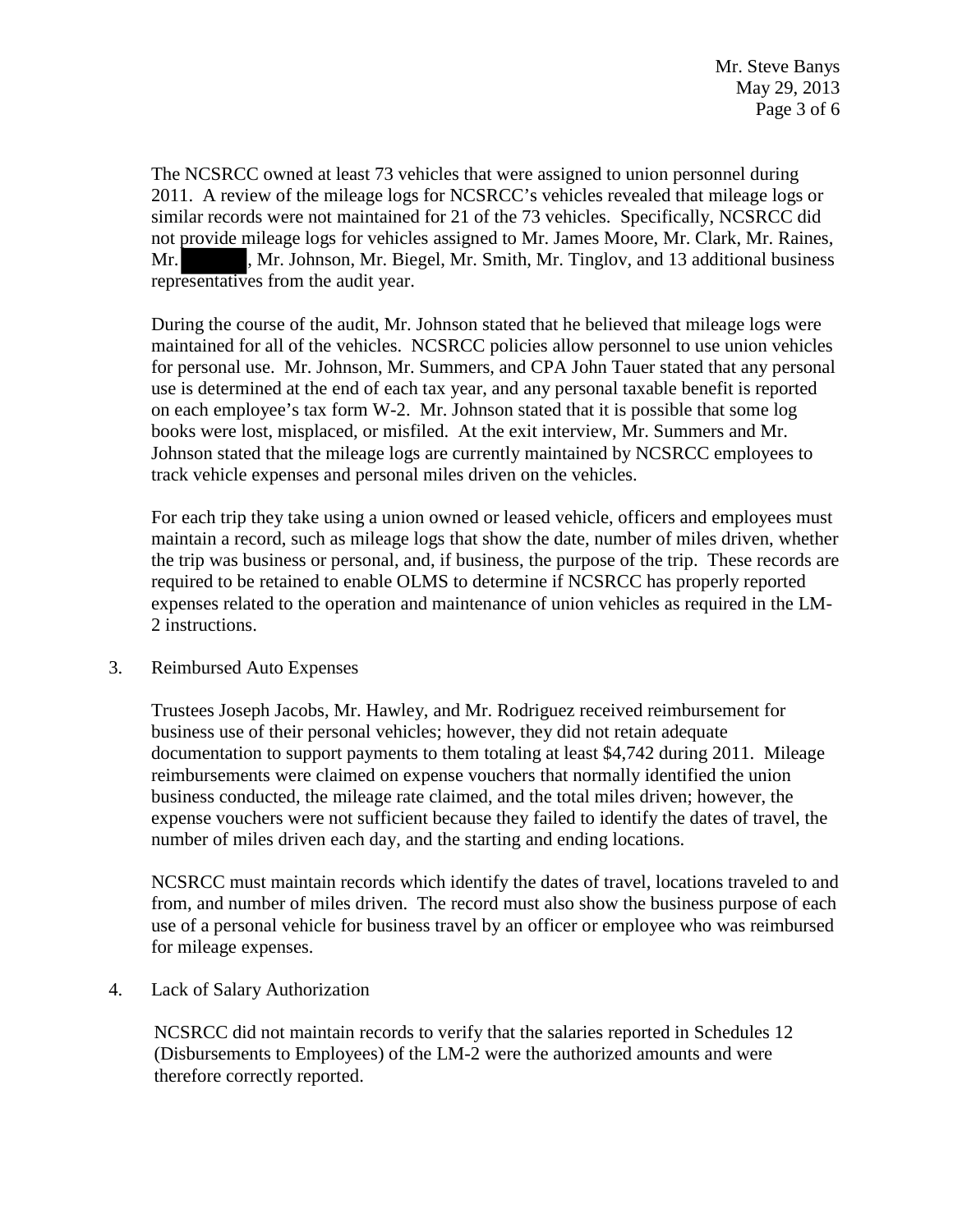The NCSRCC owned at least 73 vehicles that were assigned to union personnel during 2011. A review of the mileage logs for NCSRCC's vehicles revealed that mileage logs or similar records were not maintained for 21 of the 73 vehicles. Specifically, NCSRCC did not provide mileage logs for vehicles assigned to Mr. James Moore, Mr. Clark, Mr. Raines, Mr. [redacted], Mr. Johnson, Mr. Biegel, Mr. Smith, Mr. Tinglov, and 13 additional business representatives from the audit year.

During the course of the audit, Mr. Johnson stated that he believed that mileage logs were maintained for all of the vehicles. NCSRCC policies allow personnel to use union vehicles for personal use. Mr. Johnson, Mr. Summers, and CPA John Tauer stated that any personal use is determined at the end of each tax year, and any personal taxable benefit is reported on each employee's tax form W-2. Mr. Johnson stated that it is possible that some log books were lost, misplaced, or misfiled. At the exit interview, Mr. Summers and Mr. Johnson stated that the mileage logs are currently maintained by NCSRCC employees to track vehicle expenses and personal miles driven on the vehicles.

For each trip they take using a union owned or leased vehicle, officers and employees must maintain a record, such as mileage logs that show the date, number of miles driven, whether the trip was business or personal, and, if business, the purpose of the trip. These records are required to be retained to enable OLMS to determine if NCSRCC has properly reported expenses related to the operation and maintenance of union vehicles as required in the LM-2 instructions.

3. Reimbursed Auto Expenses

   Trustees Joseph Jacobs, Mr. Hawley, and Mr. Rodriguez received reimbursement for business use of their personal vehicles; however, they did not retain adequate documentation to support payments to them totaling at least $4,742 during 2011. Mileage reimbursements were claimed on expense vouchers that normally identified the union business conducted, the mileage rate claimed, and the total miles driven; however, the expense vouchers were not sufficient because they failed to identify the dates of travel, the number of miles driven each day, and the starting and ending locations.

   NCSRCC must maintain records which identify the dates of travel, locations traveled to and from, and number of miles driven. The record must also show the business purpose of each use of a personal vehicle for business travel by an officer or employee who was reimbursed for mileage expenses.

4. Lack of Salary Authorization

   NCSRCC did not maintain records to verify that the salaries reported in Schedules 12 (Disbursements to Employees) of the LM-2 were the authorized amounts and were therefore correctly reported.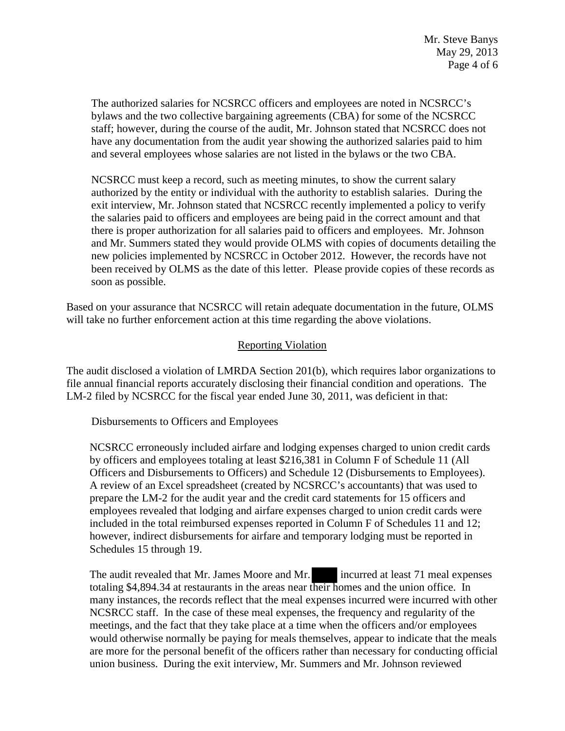The authorized salaries for NCSRCC officers and employees are noted in NCSRCC's bylaws and the two collective bargaining agreements (CBA) for some of the NCSRCC staff; however, during the course of the audit, Mr. Johnson stated that NCSRCC does not have any documentation from the audit year showing the authorized salaries paid to him and several employees whose salaries are not listed in the bylaws or the two CBA.

NCSRCC must keep a record, such as meeting minutes, to show the current salary authorized by the entity or individual with the authority to establish salaries. During the exit interview, Mr. Johnson stated that NCSRCC recently implemented a policy to verify the salaries paid to officers and employees are being paid in the correct amount and that there is proper authorization for all salaries paid to officers and employees. Mr. Johnson and Mr. Summers stated they would provide OLMS with copies of documents detailing the new policies implemented by NCSRCC in October 2012. However, the records have not been received by OLMS as the date of this letter. Please provide copies of these records as soon as possible.

Based on your assurance that NCSRCC will retain adequate documentation in the future, OLMS will take no further enforcement action at this time regarding the above violations.

## Reporting Violation

The audit disclosed a violation of LMRDA Section 201(b), which requires labor organizations to file annual financial reports accurately disclosing their financial condition and operations. The LM-2 filed by NCSRCC for the fiscal year ended June 30, 2011, was deficient in that:

### Disbursements to Officers and Employees

NCSRCC erroneously included airfare and lodging expenses charged to union credit cards by officers and employees totaling at least $216,381 in Column F of Schedule 11 (All Officers and Disbursements to Officers) and Schedule 12 (Disbursements to Employees). A review of an Excel spreadsheet (created by NCSRCC's accountants) that was used to prepare the LM-2 for the audit year and the credit card statements for 15 officers and employees revealed that lodging and airfare expenses charged to union credit cards were included in the total reimbursed expenses reported in Column F of Schedules 11 and 12; however, indirect disbursements for airfare and temporary lodging must be reported in Schedules 15 through 19.

The audit revealed that Mr. James Moore and Mr. [redacted] incurred at least 71 meal expenses totaling $4,894.34 at restaurants in the areas near their homes and the union office. In many instances, the records reflect that the meal expenses incurred were incurred with other NCSRCC staff. In the case of these meal expenses, the frequency and regularity of the meetings, and the fact that they take place at a time when the officers and/or employees would otherwise normally be paying for meals themselves, appear to indicate that the meals are more for the personal benefit of the officers rather than necessary for conducting official union business. During the exit interview, Mr. Summers and Mr. Johnson reviewed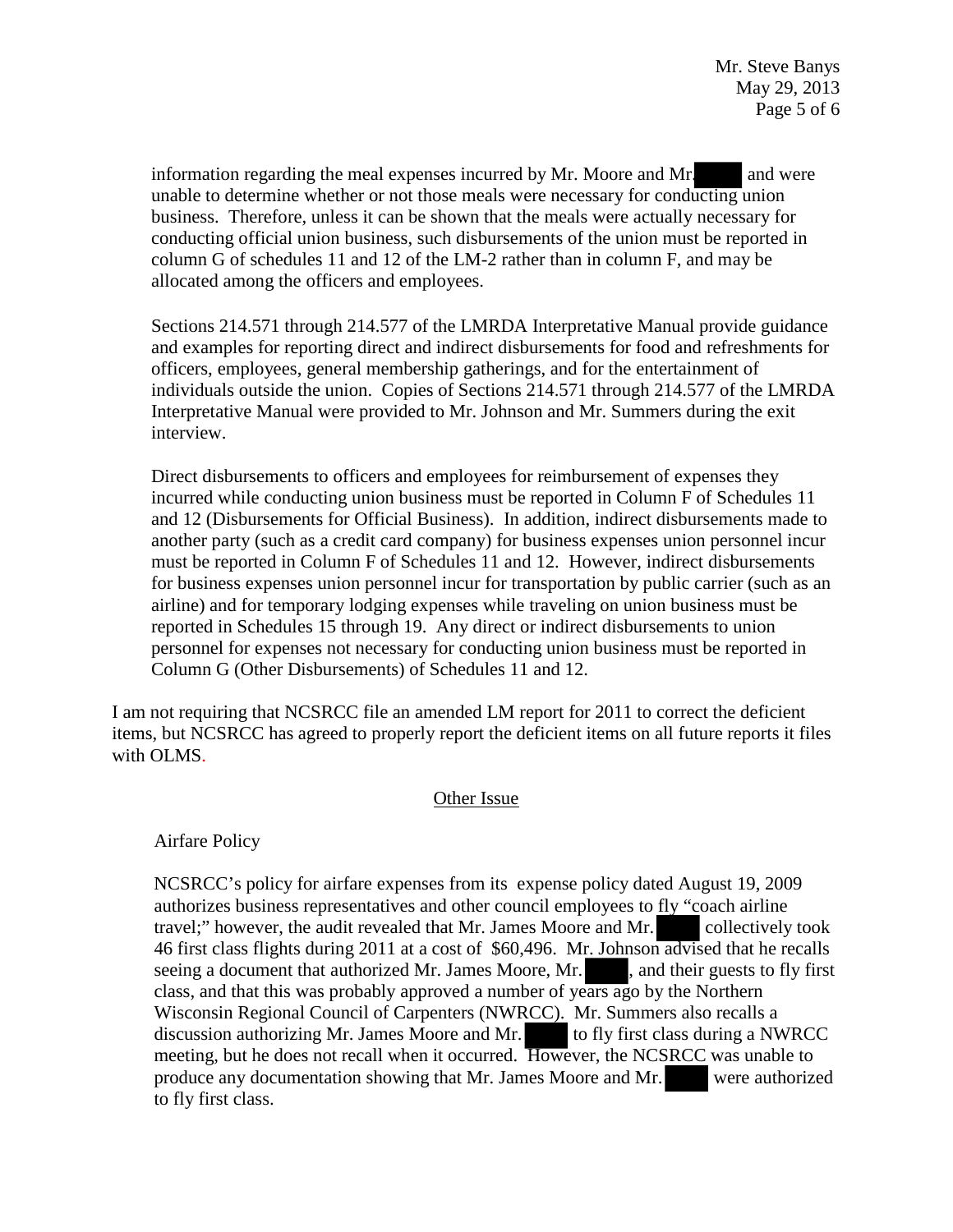information regarding the meal expenses incurred by Mr. Moore and Mr. ████ and were unable to determine whether or not those meals were necessary for conducting union business. Therefore, unless it can be shown that the meals were actually necessary for conducting official union business, such disbursements of the union must be reported in column G of schedules 11 and 12 of the LM-2 rather than in column F, and may be allocated among the officers and employees.

Sections 214.571 through 214.577 of the LMRDA Interpretative Manual provide guidance and examples for reporting direct and indirect disbursements for food and refreshments for officers, employees, general membership gatherings, and for the entertainment of individuals outside the union. Copies of Sections 214.571 through 214.577 of the LMRDA Interpretative Manual were provided to Mr. Johnson and Mr. Summers during the exit interview.

Direct disbursements to officers and employees for reimbursement of expenses they incurred while conducting union business must be reported in Column F of Schedules 11 and 12 (Disbursements for Official Business). In addition, indirect disbursements made to another party (such as a credit card company) for business expenses union personnel incur must be reported in Column F of Schedules 11 and 12. However, indirect disbursements for business expenses union personnel incur for transportation by public carrier (such as an airline) and for temporary lodging expenses while traveling on union business must be reported in Schedules 15 through 19. Any direct or indirect disbursements to union personnel for expenses not necessary for conducting union business must be reported in Column G (Other Disbursements) of Schedules 11 and 12.

I am not requiring that NCSRCC file an amended LM report for 2011 to correct the deficient items, but NCSRCC has agreed to properly report the deficient items on all future reports it files with OLMS.

## Other Issue

Airfare Policy

NCSRCC's policy for airfare expenses from its expense policy dated August 19, 2009 authorizes business representatives and other council employees to fly "coach airline travel;" however, the audit revealed that Mr. James Moore and Mr. ████ collectively took 46 first class flights during 2011 at a cost of $60,496. Mr. Johnson advised that he recalls seeing a document that authorized Mr. James Moore, Mr. ████, and their guests to fly first class, and that this was probably approved a number of years ago by the Northern Wisconsin Regional Council of Carpenters (NWRCC). Mr. Summers also recalls a discussion authorizing Mr. James Moore and Mr. ████ to fly first class during a NWRCC meeting, but he does not recall when it occurred. However, the NCSRCC was unable to produce any documentation showing that Mr. James Moore and Mr. ████ were authorized to fly first class.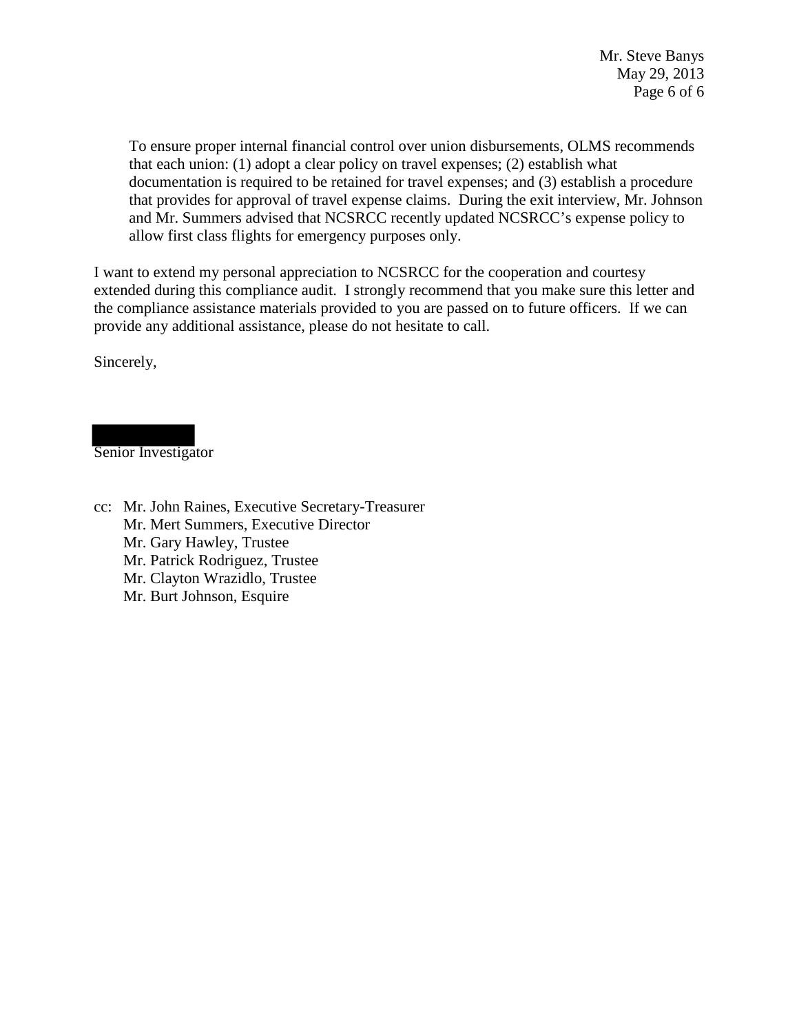To ensure proper internal financial control over union disbursements, OLMS recommends that each union: (1) adopt a clear policy on travel expenses; (2) establish what documentation is required to be retained for travel expenses; and (3) establish a procedure that provides for approval of travel expense claims. During the exit interview, Mr. Johnson and Mr. Summers advised that NCSRCC recently updated NCSRCC's expense policy to allow first class flights for emergency purposes only.

I want to extend my personal appreciation to NCSRCC for the cooperation and courtesy extended during this compliance audit. I strongly recommend that you make sure this letter and the compliance assistance materials provided to you are passed on to future officers. If we can provide any additional assistance, please do not hesitate to call.

Sincerely,

Senior Investigator

cc: Mr. John Raines, Executive Secretary-Treasurer
Mr. Mert Summers, Executive Director
Mr. Gary Hawley, Trustee
Mr. Patrick Rodriguez, Trustee
Mr. Clayton Wrazidlo, Trustee
Mr. Burt Johnson, Esquire